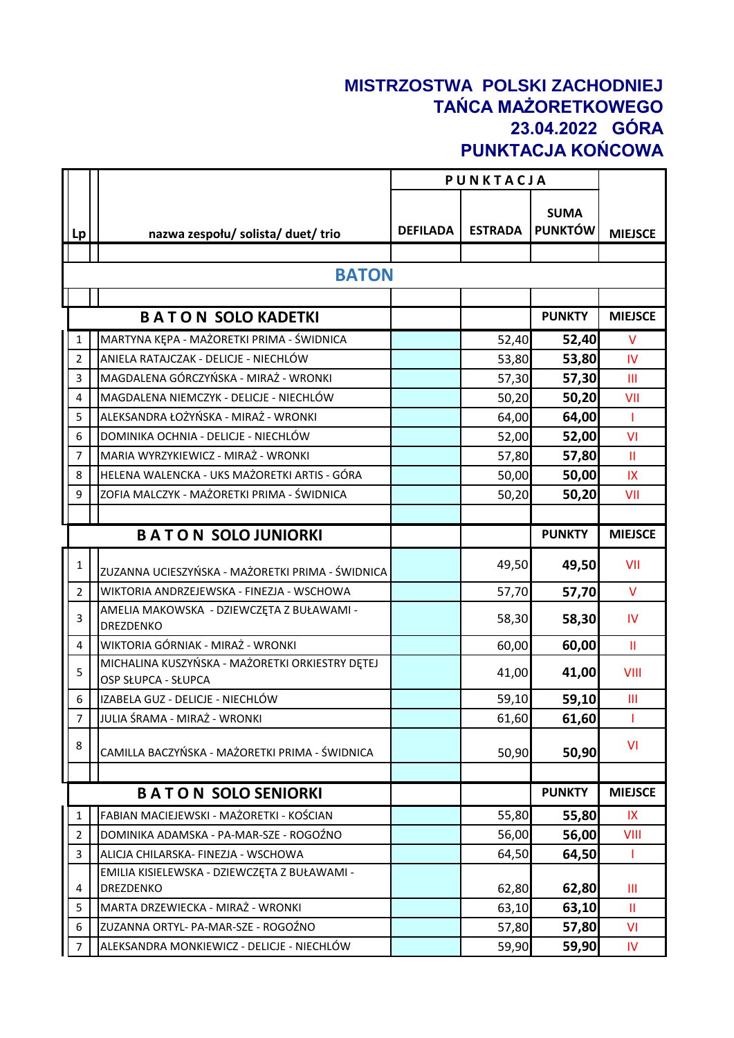# MISTRZOSTWA POLSKI ZACHODNIEJ
# TAŃCA MAŻORETKOWEGO
# 23.04.2022 GÓRA
# PUNKTACJA KOŃCOWA

| Lp | nazwa zespołu/ solista/ duet/ trio | PUNKTACJA | | | MIEJSCE |
|---|---|---|---|---|---|
| | | DEFILADA | ESTRADA | SUMA PUNKTÓW | |
| | **BATON** | | | | |
| | **B A T O N SOLO KADETKI** | | | **PUNKTY** | **MIEJSCE** |
| 1 | MARTYNA KĘPA - MAŻORETKI PRIMA - ŚWIDNICA | | 52,40 | **52,40** | V |
| 2 | ANIELA RATAJCZAK - DELICJE - NIECHLÓW | | 53,80 | **53,80** | IV |
| 3 | MAGDALENA GÓRCZYŃSKA - MIRAŻ - WRONKI | | 57,30 | **57,30** | III |
| 4 | MAGDALENA NIEMCZYK - DELICJE - NIECHLÓW | | 50,20 | **50,20** | VII |
| 5 | ALEKSANDRA ŁOŻYŃSKA - MIRAŻ - WRONKI | | 64,00 | **64,00** | I |
| 6 | DOMINIKA OCHNIA - DELICJE - NIECHLÓW | | 52,00 | **52,00** | VI |
| 7 | MARIA WYRZYKIEWICZ - MIRAŻ - WRONKI | | 57,80 | **57,80** | II |
| 8 | HELENA WALENCKA - UKS MAŻORETKI ARTIS - GÓRA | | 50,00 | **50,00** | IX |
| 9 | ZOFIA MALCZYK - MAŻORETKI PRIMA - ŚWIDNICA | | 50,20 | **50,20** | VII |
| | **B A T O N SOLO JUNIORKI** | | | **PUNKTY** | **MIEJSCE** |
| 1 | ZUZANNA UCIESZYŃSKA - MAŻORETKI PRIMA - ŚWIDNICA | | 49,50 | **49,50** | VII |
| 2 | WIKTORIA ANDRZEJEWSKA - FINEZJA - WSCHOWA | | 57,70 | **57,70** | V |
| 3 | AMELIA MAKOWSKA - DZIEWCZĘTA Z BUŁAWAMI - DREZDENKO | | 58,30 | **58,30** | IV |
| 4 | WIKTORIA GÓRNIAK - MIRAŻ - WRONKI | | 60,00 | **60,00** | II |
| 5 | MICHALINA KUSZYŃSKA - MAŻORETKI ORKIESTRY DĘTEJ OSP SŁUPCA - SŁUPCA | | 41,00 | **41,00** | VIII |
| 6 | IZABELA GUZ - DELICJE - NIECHLÓW | | 59,10 | **59,10** | III |
| 7 | JULIA ŚRAMA - MIRAŻ - WRONKI | | 61,60 | **61,60** | I |
| 8 | CAMILLA BACZYŃSKA - MAŻORETKI PRIMA - ŚWIDNICA | | 50,90 | **50,90** | VI |
| | **B A T O N SOLO SENIORKI** | | | **PUNKTY** | **MIEJSCE** |
| 1 | FABIAN MACIEJEWSKI - MAŻORETKI - KOŚCIAN | | 55,80 | **55,80** | IX |
| 2 | DOMINIKA ADAMSKA - PA-MAR-SZE - ROGOŹNO | | 56,00 | **56,00** | VIII |
| 3 | ALICJA CHILARSKA- FINEZJA - WSCHOWA | | 64,50 | **64,50** | I |
| 4 | EMILIA KISIELEWSKA - DZIEWCZĘTA Z BUŁAWAMI - DREZDENKO | | 62,80 | **62,80** | III |
| 5 | MARTA DRZEWIECKA - MIRAŻ - WRONKI | | 63,10 | **63,10** | II |
| 6 | ZUZANNA ORTYL- PA-MAR-SZE - ROGOŹNO | | 57,80 | **57,80** | VI |
| 7 | ALEKSANDRA MONKIEWICZ - DELICJE - NIECHLÓW | | 59,90 | **59,90** | IV |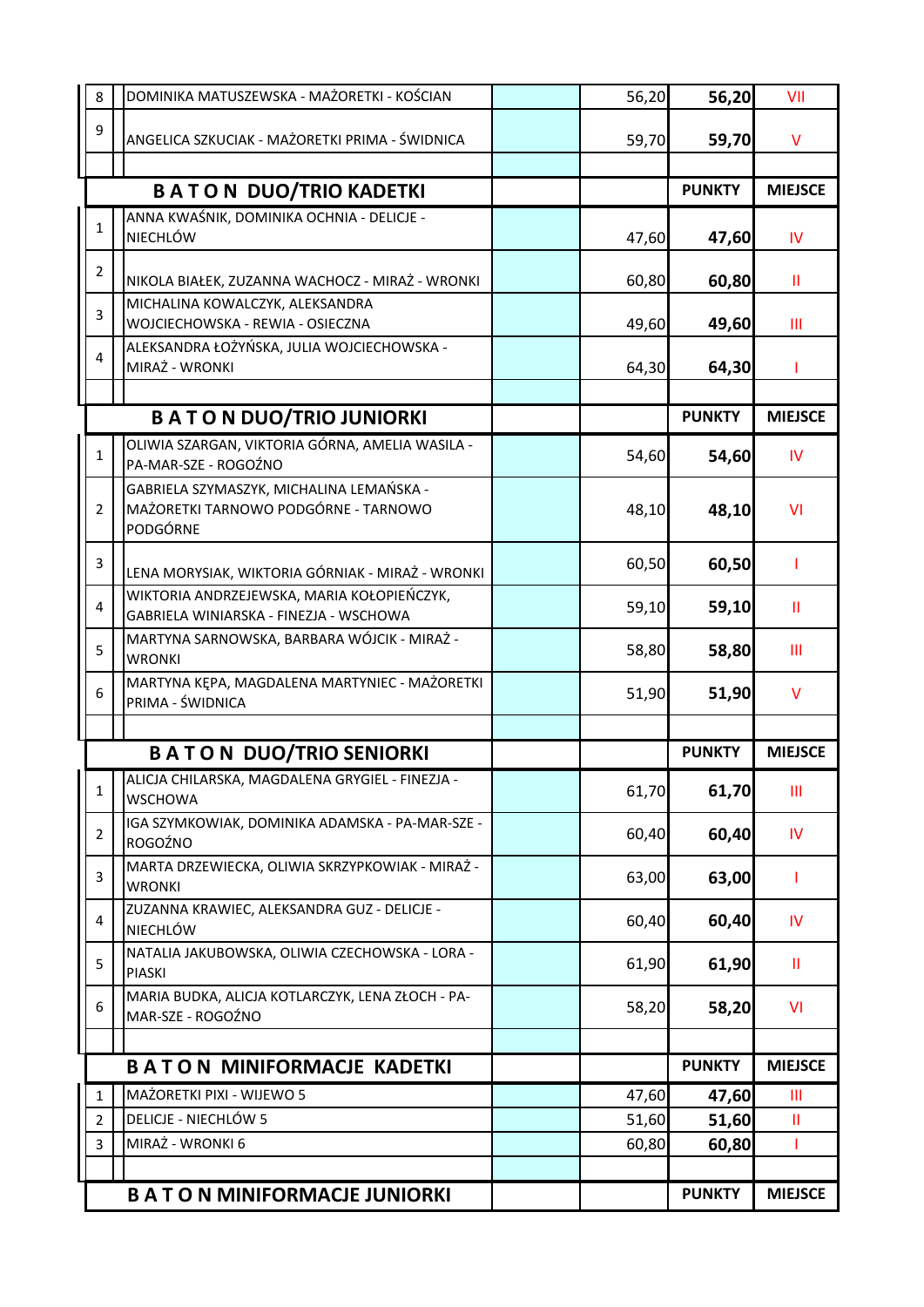| | | | | | |
|---|---|---|---|---|---|
| 8 | DOMINIKA MATUSZEWSKA - MAŻORETKI - KOŚCIAN | | 56,20 | **56,20** | VII |
| 9 | ANGELICA SZKUCIAK - MAŻORETKI PRIMA - ŚWIDNICA | | 59,70 | **59,70** | V |
| | | | | | |
| | **B A T O N DUO/TRIO KADETKI** | | | **PUNKTY** | **MIEJSCE** |
| 1 | ANNA KWAŚNIK, DOMINIKA OCHNIA - DELICJE - NIECHLÓW | | 47,60 | **47,60** | IV |
| 2 | NIKOLA BIAŁEK, ZUZANNA WACHOCZ - MIRAŻ - WRONKI | | 60,80 | **60,80** | II |
| 3 | MICHALINA KOWALCZYK, ALEKSANDRA WOJCIECHOWSKA - REWIA - OSIECZNA | | 49,60 | **49,60** | III |
| 4 | ALEKSANDRA ŁOŻYŃSKA, JULIA WOJCIECHOWSKA - MIRAŻ - WRONKI | | 64,30 | **64,30** | I |
| | | | | | |
| | **B A T O N DUO/TRIO JUNIORKI** | | | **PUNKTY** | **MIEJSCE** |
| 1 | OLIWIA SZARGAN, VIKTORIA GÓRNA, AMELIA WASILA - PA-MAR-SZE - ROGOŹNO | | 54,60 | **54,60** | IV |
| 2 | GABRIELA SZYMASZYK, MICHALINA LEMAŃSKA - MAŻORETKI TARNOWO PODGÓRNE - TARNOWO PODGÓRNE | | 48,10 | **48,10** | VI |
| 3 | LENA MORYSIAK, WIKTORIA GÓRNIAK - MIRAŻ - WRONKI | | 60,50 | **60,50** | I |
| 4 | WIKTORIA ANDRZEJEWSKA, MARIA KOŁOPIEŃCZYK, GABRIELA WINIARSKA - FINEZJA - WSCHOWA | | 59,10 | **59,10** | II |
| 5 | MARTYNA SARNOWSKA, BARBARA WÓJCIK - MIRAŻ - WRONKI | | 58,80 | **58,80** | III |
| 6 | MARTYNA KĘPA, MAGDALENA MARTYNIEC - MAŻORETKI PRIMA - ŚWIDNICA | | 51,90 | **51,90** | V |
| | | | | | |
| | **B A T O N DUO/TRIO SENIORKI** | | | **PUNKTY** | **MIEJSCE** |
| 1 | ALICJA CHILARSKA, MAGDALENA GRYGIEL - FINEZJA - WSCHOWA | | 61,70 | **61,70** | III |
| 2 | IGA SZYMKOWIAK, DOMINIKA ADAMSKA - PA-MAR-SZE - ROGOŹNO | | 60,40 | **60,40** | IV |
| 3 | MARTA DRZEWIECKA, OLIWIA SKRZYPKOWIAK - MIRAŻ - WRONKI | | 63,00 | **63,00** | I |
| 4 | ZUZANNA KRAWIEC, ALEKSANDRA GUZ - DELICJE - NIECHLÓW | | 60,40 | **60,40** | IV |
| 5 | NATALIA JAKUBOWSKA, OLIWIA CZECHOWSKA - LORA - PIASKI | | 61,90 | **61,90** | II |
| 6 | MARIA BUDKA, ALICJA KOTLARCZYK, LENA ZŁOCH - PA-MAR-SZE - ROGOŹNO | | 58,20 | **58,20** | VI |
| | | | | | |
| | **B A T O N MINIFORMACJE KADETKI** | | | **PUNKTY** | **MIEJSCE** |
| 1 | MAŻORETKI PIXI - WIJEWO 5 | | 47,60 | **47,60** | III |
| 2 | DELICJE - NIECHLÓW 5 | | 51,60 | **51,60** | II |
| 3 | MIRAŻ - WRONKI 6 | | 60,80 | **60,80** | I |
| | | | | | |
| | **B A T O N MINIFORMACJE JUNIORKI** | | | **PUNKTY** | **MIEJSCE** |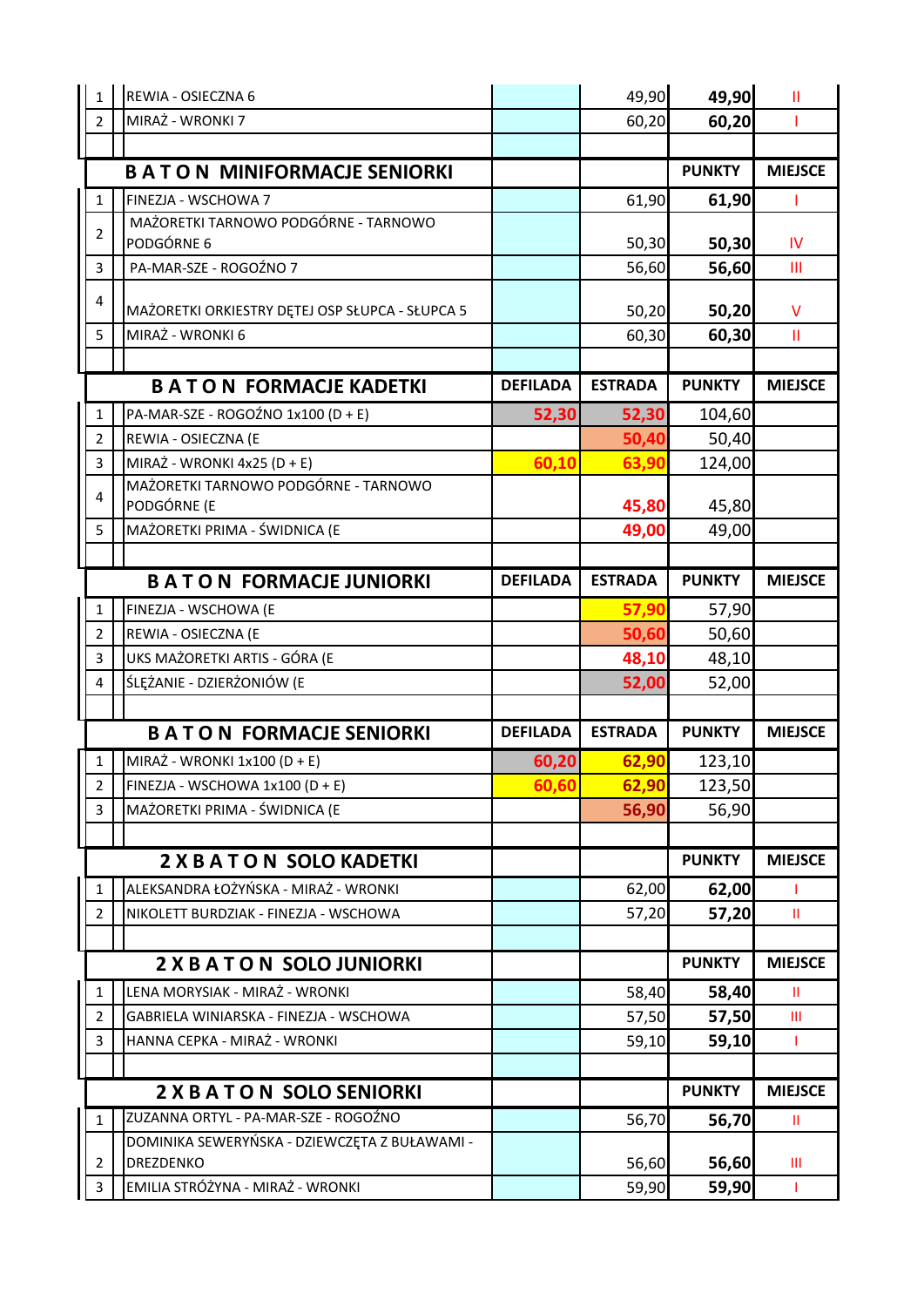| | | | | | |
|---|---|---|---|---|---|
| 1 | REWIA - OSIECZNA 6 | | 49,90 | **49,90** | II |
| 2 | MIRAŻ - WRONKI 7 | | 60,20 | **60,20** | I |
| | | | | | |
| | **B A T O N MINIFORMACJE SENIORKI** | | | **PUNKTY** | **MIEJSCE** |
| 1 | FINEZJA - WSCHOWA 7 | | 61,90 | **61,90** | I |
| 2 | MAŻORETKI TARNOWO PODGÓRNE - TARNOWO PODGÓRNE 6 | | 50,30 | **50,30** | IV |
| 3 | PA-MAR-SZE - ROGOŹNO 7 | | 56,60 | **56,60** | III |
| 4 | MAŻORETKI ORKIESTRY DĘTEJ OSP SŁUPCA - SŁUPCA 5 | | 50,20 | **50,20** | V |
| 5 | MIRAŻ - WRONKI 6 | | 60,30 | **60,30** | II |
| | | | | | |
| | **B A T O N FORMACJE KADETKI** | **DEFILADA** | **ESTRADA** | **PUNKTY** | **MIEJSCE** |
| 1 | PA-MAR-SZE - ROGOŹNO 1x100 (D + E) | **52,30** | **52,30** | 104,60 | |
| 2 | REWIA - OSIECZNA (E | | **50,40** | 50,40 | |
| 3 | MIRAŻ - WRONKI 4x25 (D + E) | **60,10** | **63,90** | 124,00 | |
| 4 | MAŻORETKI TARNOWO PODGÓRNE - TARNOWO PODGÓRNE (E | | **45,80** | 45,80 | |
| 5 | MAŻORETKI PRIMA - ŚWIDNICA (E | | **49,00** | 49,00 | |
| | | | | | |
| | **B A T O N FORMACJE JUNIORKI** | **DEFILADA** | **ESTRADA** | **PUNKTY** | **MIEJSCE** |
| 1 | FINEZJA - WSCHOWA (E | | **57,90** | 57,90 | |
| 2 | REWIA - OSIECZNA (E | | **50,60** | 50,60 | |
| 3 | UKS MAŻORETKI ARTIS - GÓRA (E | | **48,10** | 48,10 | |
| 4 | ŚLĘŻANIE - DZIERŻONIÓW (E | | **52,00** | 52,00 | |
| | | | | | |
| | **B A T O N FORMACJE SENIORKI** | **DEFILADA** | **ESTRADA** | **PUNKTY** | **MIEJSCE** |
| 1 | MIRAŻ - WRONKI 1x100 (D + E) | **60,20** | **62,90** | 123,10 | |
| 2 | FINEZJA - WSCHOWA 1x100 (D + E) | **60,60** | **62,90** | 123,50 | |
| 3 | MAŻORETKI PRIMA - ŚWIDNICA (E | | **56,90** | 56,90 | |
| | | | | | |
| | **2 X B A T O N SOLO KADETKI** | | | **PUNKTY** | **MIEJSCE** |
| 1 | ALEKSANDRA ŁOŻYŃSKA - MIRAŻ - WRONKI | | 62,00 | **62,00** | I |
| 2 | NIKOLETT BURDZIAK - FINEZJA - WSCHOWA | | 57,20 | **57,20** | II |
| | | | | | |
| | **2 X B A T O N SOLO JUNIORKI** | | | **PUNKTY** | **MIEJSCE** |
| 1 | LENA MORYSIAK - MIRAŻ - WRONKI | | 58,40 | **58,40** | II |
| 2 | GABRIELA WINIARSKA - FINEZJA - WSCHOWA | | 57,50 | **57,50** | III |
| 3 | HANNA CEPKA - MIRAŻ - WRONKI | | 59,10 | **59,10** | I |
| | | | | | |
| | **2 X B A T O N SOLO SENIORKI** | | | **PUNKTY** | **MIEJSCE** |
| 1 | ZUZANNA ORTYL - PA-MAR-SZE - ROGOŹNO | | 56,70 | **56,70** | II |
| 2 | DOMINIKA SEWERYŃSKA - DZIEWCZĘTA Z BUŁAWAMI - DREZDENKO | | 56,60 | **56,60** | III |
| 3 | EMILIA STRÓŻYNA - MIRAŻ - WRONKI | | 59,90 | **59,90** | I |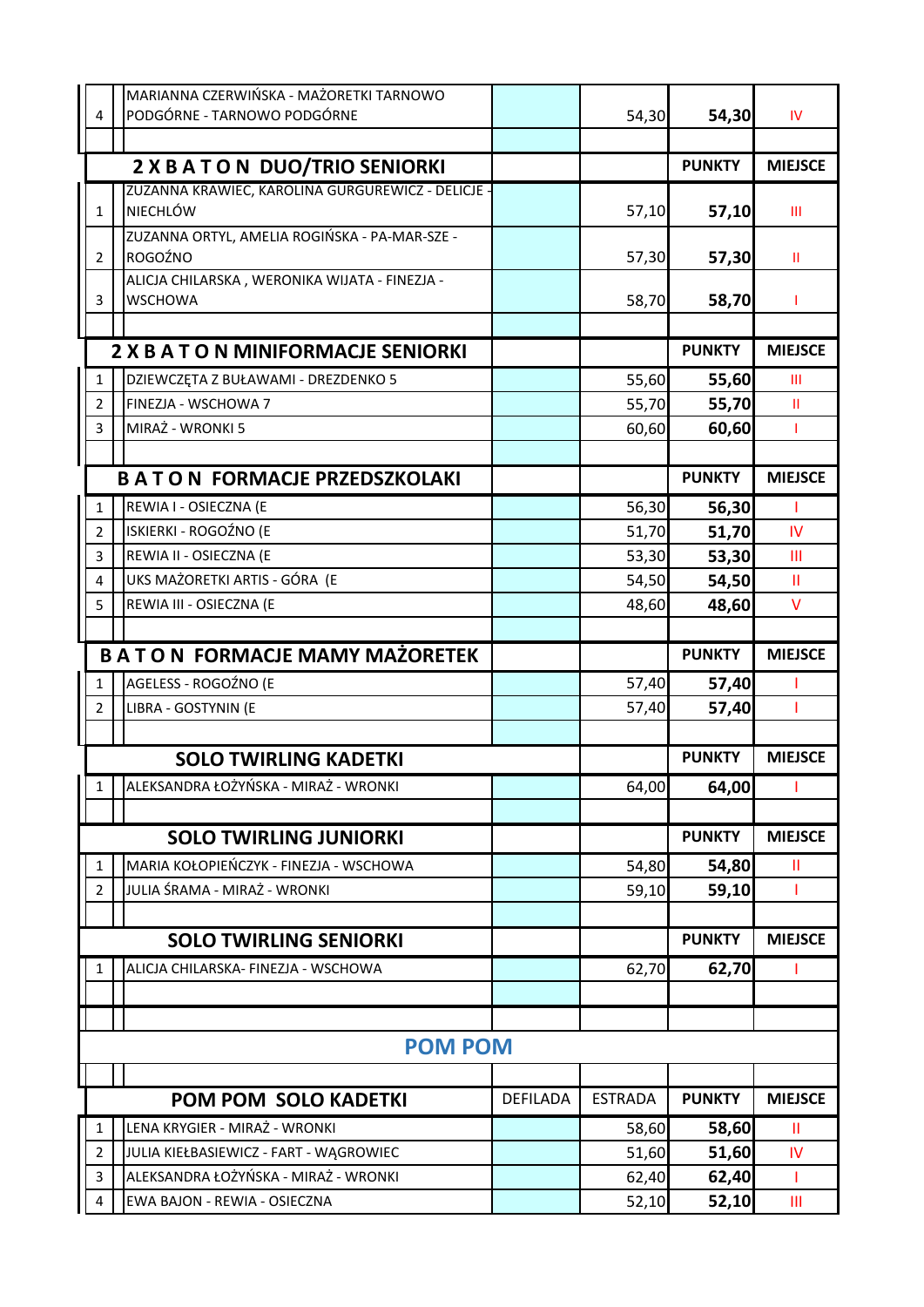| | | | | | |
|---|---|---|---|---|---|
| 4 | MARIANNA CZERWIŃSKA - MAŻORETKI TARNOWO PODGÓRNE - TARNOWO PODGÓRNE | | 54,30 | 54,30 | IV |

| | 2 X B A T O N DUO/TRIO SENIORKI | | | PUNKTY | MIEJSCE |
|---|---|---|---|---|---|
| 1 | ZUZANNA KRAWIEC, KAROLINA GURGUREWICZ - DELICJE - NIECHLÓW | | 57,10 | 57,10 | III |
| 2 | ZUZANNA ORTYL, AMELIA ROGIŃSKA - PA-MAR-SZE - ROGOŹNO | | 57,30 | 57,30 | II |
| 3 | ALICJA CHILARSKA , WERONIKA WIJATA - FINEZJA - WSCHOWA | | 58,70 | 58,70 | I |

| | 2 X B A T O N MINIFORMACJE SENIORKI | | | PUNKTY | MIEJSCE |
|---|---|---|---|---|---|
| 1 | DZIEWCZĘTA Z BUŁAWAMI - DREZDENKO 5 | | 55,60 | 55,60 | III |
| 2 | FINEZJA - WSCHOWA 7 | | 55,70 | 55,70 | II |
| 3 | MIRAŻ - WRONKI 5 | | 60,60 | 60,60 | I |

| | B A T O N FORMACJE PRZEDSZKOLAKI | | | PUNKTY | MIEJSCE |
|---|---|---|---|---|---|
| 1 | REWIA I - OSIECZNA (E | | 56,30 | 56,30 | I |
| 2 | ISKIERKI - ROGOŹNO (E | | 51,70 | 51,70 | IV |
| 3 | REWIA II - OSIECZNA (E | | 53,30 | 53,30 | III |
| 4 | UKS MAŻORETKI ARTIS - GÓRA (E | | 54,50 | 54,50 | II |
| 5 | REWIA III - OSIECZNA (E | | 48,60 | 48,60 | V |

| | B A T O N FORMACJE MAMY MAŻORETEK | | | PUNKTY | MIEJSCE |
|---|---|---|---|---|---|
| 1 | AGELESS - ROGOŹNO (E | | 57,40 | 57,40 | I |
| 2 | LIBRA - GOSTYNIN (E | | 57,40 | 57,40 | I |

| | SOLO TWIRLING KADETKI | | | PUNKTY | MIEJSCE |
|---|---|---|---|---|---|
| 1 | ALEKSANDRA ŁOŻYŃSKA - MIRAŻ - WRONKI | | 64,00 | 64,00 | I |

| | SOLO TWIRLING JUNIORKI | | | PUNKTY | MIEJSCE |
|---|---|---|---|---|---|
| 1 | MARIA KOŁOPIEŃCZYK - FINEZJA - WSCHOWA | | 54,80 | 54,80 | II |
| 2 | JULIA ŚRAMA - MIRAŻ - WRONKI | | 59,10 | 59,10 | I |

| | SOLO TWIRLING SENIORKI | | | PUNKTY | MIEJSCE |
|---|---|---|---|---|---|
| 1 | ALICJA CHILARSKA- FINEZJA - WSCHOWA | | 62,70 | 62,70 | I |

## POM POM

| | POM POM SOLO KADETKI | DEFILADA | ESTRADA | PUNKTY | MIEJSCE |
|---|---|---|---|---|---|
| 1 | LENA KRYGIER - MIRAŻ - WRONKI | | 58,60 | 58,60 | II |
| 2 | JULIA KIEŁBASIEWICZ - FART - WĄGROWIEC | | 51,60 | 51,60 | IV |
| 3 | ALEKSANDRA ŁOŻYŃSKA - MIRAŻ - WRONKI | | 62,40 | 62,40 | I |
| 4 | EWA BAJON - REWIA - OSIECZNA | | 52,10 | 52,10 | III |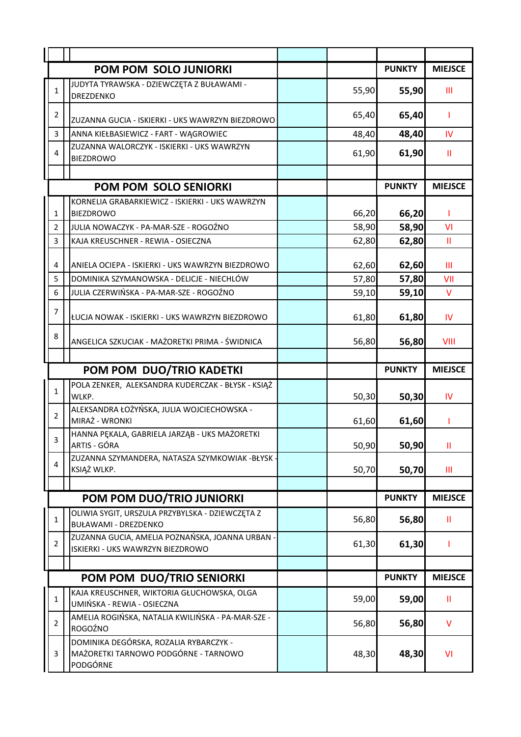| | POM POM SOLO JUNIORKI | | | PUNKTY | MIEJSCE |
|---|---|---|---|---|---|
| 1 | JUDYTA TYRAWSKA - DZIEWCZĘTA Z BUŁAWAMI - DREZDENKO | | 55,90 | 55,90 | III |
| 2 | ZUZANNA GUCIA - ISKIERKI - UKS WAWRZYN BIEZDROWO | | 65,40 | 65,40 | I |
| 3 | ANNA KIEŁBASIEWICZ - FART - WĄGROWIEC | | 48,40 | 48,40 | IV |
| 4 | ZUZANNA WALORCZYK - ISKIERKI - UKS WAWRZYN BIEZDROWO | | 61,90 | 61,90 | II |

| | POM POM SOLO SENIORKI | | | PUNKTY | MIEJSCE |
|---|---|---|---|---|---|
| 1 | KORNELIA GRABARKIEWICZ - ISKIERKI - UKS WAWRZYN BIEZDROWO | | 66,20 | 66,20 | I |
| 2 | JULIA NOWACZYK - PA-MAR-SZE - ROGOŹNO | | 58,90 | 58,90 | VI |
| 3 | KAJA KREUSCHNER - REWIA - OSIECZNA | | 62,80 | 62,80 | II |
| 4 | ANIELA OCIEPA - ISKIERKI - UKS WAWRZYN BIEZDROWO | | 62,60 | 62,60 | III |
| 5 | DOMINIKA SZYMANOWSKA - DELICJE - NIECHLÓW | | 57,80 | 57,80 | VII |
| 6 | JULIA CZERWIŃSKA - PA-MAR-SZE - ROGOŹNO | | 59,10 | 59,10 | V |
| 7 | ŁUCJA NOWAK - ISKIERKI - UKS WAWRZYN BIEZDROWO | | 61,80 | 61,80 | IV |
| 8 | ANGELICA SZKUCIAK - MAŻORETKI PRIMA - ŚWIDNICA | | 56,80 | 56,80 | VIII |

| | POM POM DUO/TRIO KADETKI | | | PUNKTY | MIEJSCE |
|---|---|---|---|---|---|
| 1 | POLA ZENKER, ALEKSANDRA KUDERCZAK - BŁYSK - KSIĄŻ WLKP. | | 50,30 | 50,30 | IV |
| 2 | ALEKSANDRA ŁOŻYŃSKA, JULIA WOJCIECHOWSKA - MIRAŻ - WRONKI | | 61,60 | 61,60 | I |
| 3 | HANNA PĘKALA, GABRIELA JARZĄB - UKS MAŻORETKI ARTIS - GÓRA | | 50,90 | 50,90 | II |
| 4 | ZUZANNA SZYMANDERA, NATASZA SZYMKOWIAK -BŁYSK - KSIĄŻ WLKP. | | 50,70 | 50,70 | III |

| | POM POM DUO/TRIO JUNIORKI | | | PUNKTY | MIEJSCE |
|---|---|---|---|---|---|
| 1 | OLIWIA SYGIT, URSZULA PRZYBYLSKA - DZIEWCZĘTA Z BUŁAWAMI - DREZDENKO | | 56,80 | 56,80 | II |
| 2 | ZUZANNA GUCIA, AMELIA POZNAŃSKA, JOANNA URBAN - ISKIERKI - UKS WAWRZYN BIEZDROWO | | 61,30 | 61,30 | I |

| | POM POM DUO/TRIO SENIORKI | | | PUNKTY | MIEJSCE |
|---|---|---|---|---|---|
| 1 | KAJA KREUSCHNER, WIKTORIA GŁUCHOWSKA, OLGA UMIŃSKA - REWIA - OSIECZNA | | 59,00 | 59,00 | II |
| 2 | AMELIA ROGIŃSKA, NATALIA KWILIŃSKA - PA-MAR-SZE - ROGOŹNO | | 56,80 | 56,80 | V |
| 3 | DOMINIKA DEGÓRSKA, ROZALIA RYBARCZYK - MAŻORETKI TARNOWO PODGÓRNE - TARNOWO PODGÓRNE | | 48,30 | 48,30 | VI |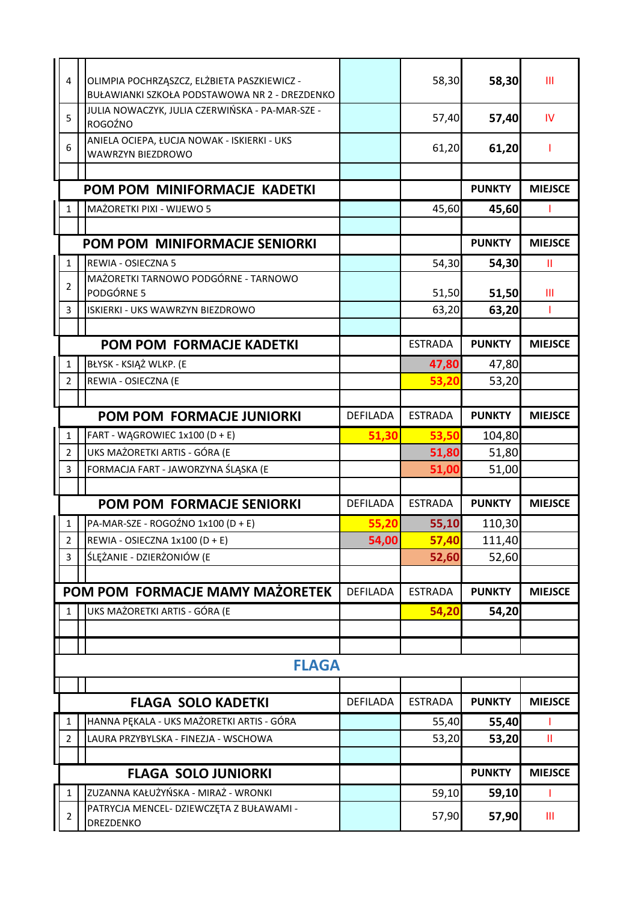| | | | | | |
|---|---|---|---|---|---|
| 4 | OLIMPIA POCHRZĄSZCZ, ELŻBIETA PASZKIEWICZ - BUŁAWIANKI SZKOŁA PODSTAWOWA NR 2 - DREZDENKO | | 58,30 | **58,30** | III |
| 5 | JULIA NOWACZYK, JULIA CZERWIŃSKA - PA-MAR-SZE - ROGOŹNO | | 57,40 | **57,40** | IV |
| 6 | ANIELA OCIEPA, ŁUCJA NOWAK - ISKIERKI - UKS WAWRZYN BIEZDROWO | | 61,20 | **61,20** | I |
| | | | | | |
| | **POM POM MINIFORMACJE KADETKI** | | | **PUNKTY** | **MIEJSCE** |
| 1 | MAŻORETKI PIXI - WIJEWO 5 | | 45,60 | **45,60** | I |
| | | | | | |
| | **POM POM MINIFORMACJE SENIORKI** | | | **PUNKTY** | **MIEJSCE** |
| 1 | REWIA - OSIECZNA 5 | | 54,30 | **54,30** | II |
| 2 | MAŻORETKI TARNOWO PODGÓRNE - TARNOWO PODGÓRNE 5 | | 51,50 | **51,50** | III |
| 3 | ISKIERKI - UKS WAWRZYN BIEZDROWO | | 63,20 | **63,20** | I |
| | | | | | |
| | **POM POM FORMACJE KADETKI** | | ESTRADA | **PUNKTY** | **MIEJSCE** |
| 1 | BŁYSK - KSIĄŻ WLKP. (E | | **47,80** | 47,80 | |
| 2 | REWIA - OSIECZNA (E | | **53,20** | 53,20 | |
| | | | | | |
| | **POM POM FORMACJE JUNIORKI** | DEFILADA | ESTRADA | **PUNKTY** | **MIEJSCE** |
| 1 | FART - WĄGROWIEC 1x100 (D + E) | **51,30** | **53,50** | 104,80 | |
| 2 | UKS MAŻORETKI ARTIS - GÓRA (E | | **51,80** | 51,80 | |
| 3 | FORMACJA FART - JAWORZYNA ŚLĄSKA (E | | **51,00** | 51,00 | |
| | | | | | |
| | **POM POM FORMACJE SENIORKI** | DEFILADA | ESTRADA | **PUNKTY** | **MIEJSCE** |
| 1 | PA-MAR-SZE - ROGOŹNO 1x100 (D + E) | **55,20** | **55,10** | 110,30 | |
| 2 | REWIA - OSIECZNA 1x100 (D + E) | **54,00** | **57,40** | 111,40 | |
| 3 | ŚLĘŻANIE - DZIERŻONIÓW (E | | **52,60** | 52,60 | |
| | | | | | |
| | **POM POM FORMACJE MAMY MAŻORETEK** | DEFILADA | ESTRADA | **PUNKTY** | **MIEJSCE** |
| 1 | UKS MAŻORETKI ARTIS - GÓRA (E | | **54,20** | **54,20** | |
| | | | | | |
| | | | | | |
| | **FLAGA** | | | | |
| | | | | | |
| | **FLAGA SOLO KADETKI** | DEFILADA | ESTRADA | **PUNKTY** | **MIEJSCE** |
| 1 | HANNA PĘKALA - UKS MAŻORETKI ARTIS - GÓRA | | 55,40 | **55,40** | I |
| 2 | LAURA PRZYBYLSKA - FINEZJA - WSCHOWA | | 53,20 | **53,20** | II |
| | | | | | |
| | **FLAGA SOLO JUNIORKI** | | | **PUNKTY** | **MIEJSCE** |
| 1 | ZUZANNA KAŁUŻYŃSKA - MIRAŻ - WRONKI | | 59,10 | **59,10** | I |
| 2 | PATRYCJA MENCEL- DZIEWCZĘTA Z BUŁAWAMI - DREZDENKO | | 57,90 | **57,90** | III |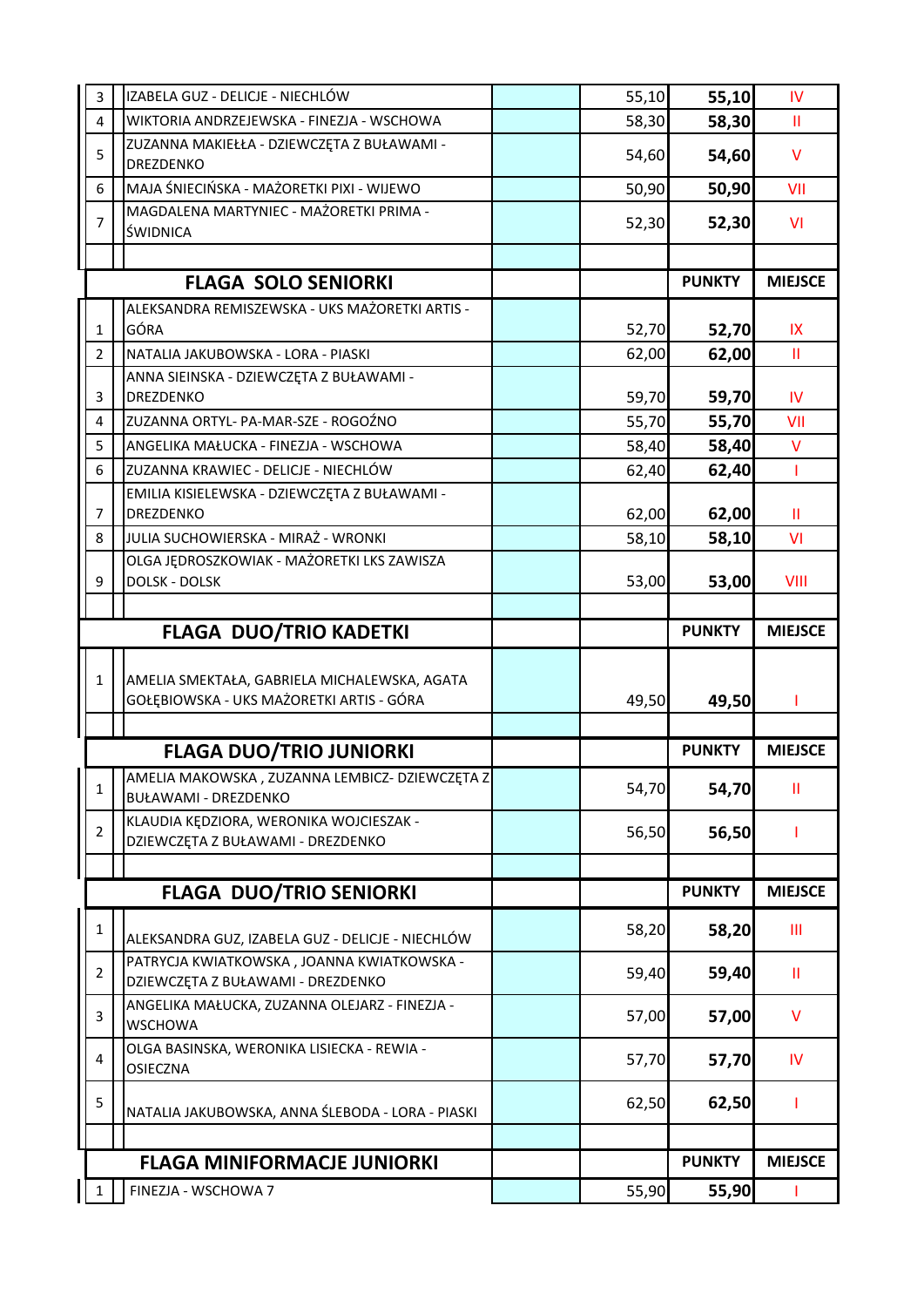| | | | | | |
|---|---|---|---|---|---|
| 3 | IZABELA GUZ - DELICJE - NIECHLÓW | | 55,10 | **55,10** | IV |
| 4 | WIKTORIA ANDRZEJEWSKA - FINEZJA - WSCHOWA | | 58,30 | **58,30** | II |
| 5 | ZUZANNA MAKIEŁŁA - DZIEWCZĘTA Z BUŁAWAMI - DREZDENKO | | 54,60 | **54,60** | V |
| 6 | MAJA ŚNIECIŃSKA - MAŻORETKI PIXI - WIJEWO | | 50,90 | **50,90** | VII |
| 7 | MAGDALENA MARTYNIEC - MAŻORETKI PRIMA - ŚWIDNICA | | 52,30 | **52,30** | VI |

| | **FLAGA SOLO SENIORKI** | | | **PUNKTY** | **MIEJSCE** |
|---|---|---|---|---|---|
| 1 | ALEKSANDRA REMISZEWSKA - UKS MAŻORETKI ARTIS - GÓRA | | 52,70 | **52,70** | IX |
| 2 | NATALIA JAKUBOWSKA - LORA - PIASKI | | 62,00 | **62,00** | II |
| 3 | ANNA SIEINSKA - DZIEWCZĘTA Z BUŁAWAMI - DREZDENKO | | 59,70 | **59,70** | IV |
| 4 | ZUZANNA ORTYL- PA-MAR-SZE - ROGOŹNO | | 55,70 | **55,70** | VII |
| 5 | ANGELIKA MAŁUCKA - FINEZJA - WSCHOWA | | 58,40 | **58,40** | V |
| 6 | ZUZANNA KRAWIEC - DELICJE - NIECHLÓW | | 62,40 | **62,40** | I |
| 7 | EMILIA KISIELEWSKA - DZIEWCZĘTA Z BUŁAWAMI - DREZDENKO | | 62,00 | **62,00** | II |
| 8 | JULIA SUCHOWIERSKA - MIRAŻ - WRONKI | | 58,10 | **58,10** | VI |
| 9 | OLGA JĘDROSZKOWIAK - MAŻORETKI LKS ZAWISZA DOLSK - DOLSK | | 53,00 | **53,00** | VIII |

| | **FLAGA DUO/TRIO KADETKI** | | | **PUNKTY** | **MIEJSCE** |
|---|---|---|---|---|---|
| 1 | AMELIA SMEKTAŁA, GABRIELA MICHALEWSKA, AGATA GOŁĘBIOWSKA - UKS MAŻORETKI ARTIS - GÓRA | | 49,50 | **49,50** | I |

| | **FLAGA DUO/TRIO JUNIORKI** | | | **PUNKTY** | **MIEJSCE** |
|---|---|---|---|---|---|
| 1 | AMELIA MAKOWSKA , ZUZANNA LEMBICZ- DZIEWCZĘTA Z BUŁAWAMI - DREZDENKO | | 54,70 | **54,70** | II |
| 2 | KLAUDIA KĘDZIORA, WERONIKA WOJCIESZAK - DZIEWCZĘTA Z BUŁAWAMI - DREZDENKO | | 56,50 | **56,50** | I |

| | **FLAGA DUO/TRIO SENIORKI** | | | **PUNKTY** | **MIEJSCE** |
|---|---|---|---|---|---|
| 1 | ALEKSANDRA GUZ, IZABELA GUZ - DELICJE - NIECHLÓW | | 58,20 | **58,20** | III |
| 2 | PATRYCJA KWIATKOWSKA , JOANNA KWIATKOWSKA - DZIEWCZĘTA Z BUŁAWAMI - DREZDENKO | | 59,40 | **59,40** | II |
| 3 | ANGELIKA MAŁUCKA, ZUZANNA OLEJARZ - FINEZJA - WSCHOWA | | 57,00 | **57,00** | V |
| 4 | OLGA BASINSKA, WERONIKA LISIECKA - REWIA - OSIECZNA | | 57,70 | **57,70** | IV |
| 5 | NATALIA JAKUBOWSKA, ANNA ŚLEBODA - LORA - PIASKI | | 62,50 | **62,50** | I |

| | **FLAGA MINIFORMACJE JUNIORKI** | | | **PUNKTY** | **MIEJSCE** |
|---|---|---|---|---|---|
| 1 | FINEZJA - WSCHOWA 7 | | 55,90 | **55,90** | I |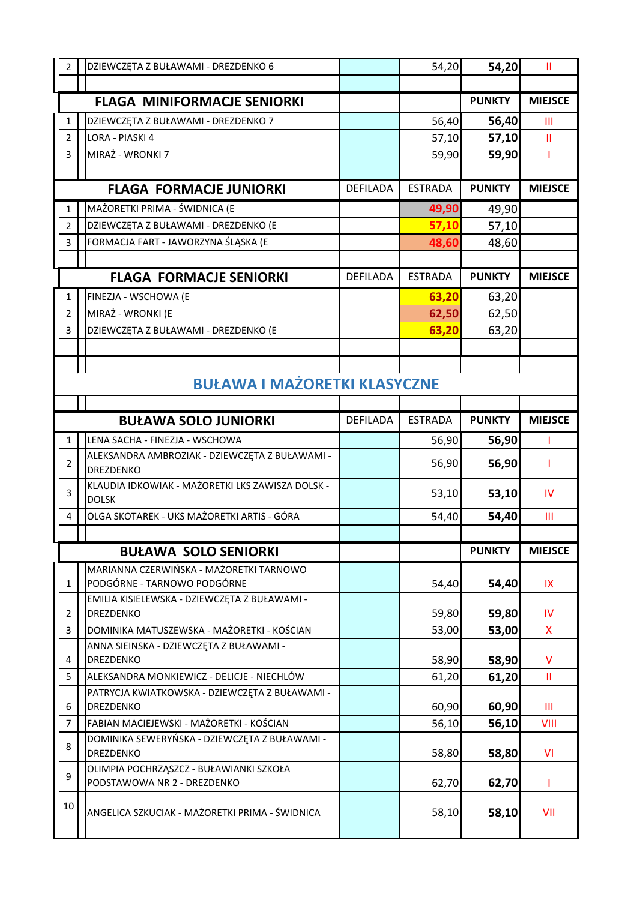| | | | | | |
|---|---|---|---|---|---|
| 2 | DZIEWCZĘTA Z BUŁAWAMI - DREZDENKO 6 | | 54,20 | **54,20** | II |

| | FLAGA MINIFORMACJE SENIORKI | | | PUNKTY | MIEJSCE |
|---|---|---|---|---|---|
| 1 | DZIEWCZĘTA Z BUŁAWAMI - DREZDENKO 7 | | 56,40 | **56,40** | III |
| 2 | LORA - PIASKI 4 | | 57,10 | **57,10** | II |
| 3 | MIRAŻ - WRONKI 7 | | 59,90 | **59,90** | I |

| | FLAGA FORMACJE JUNIORKI | DEFILADA | ESTRADA | PUNKTY | MIEJSCE |
|---|---|---|---|---|---|
| 1 | MAŻORETKI PRIMA - ŚWIDNICA (E | | **49,90** | 49,90 | |
| 2 | DZIEWCZĘTA Z BUŁAWAMI - DREZDENKO (E | | **57,10** | 57,10 | |
| 3 | FORMACJA FART - JAWORZYNA ŚLĄSKA (E | | **48,60** | 48,60 | |

| | FLAGA FORMACJE SENIORKI | DEFILADA | ESTRADA | PUNKTY | MIEJSCE |
|---|---|---|---|---|---|
| 1 | FINEZJA - WSCHOWA (E | | **63,20** | 63,20 | |
| 2 | MIRAŻ - WRONKI (E | | **62,50** | 62,50 | |
| 3 | DZIEWCZĘTA Z BUŁAWAMI - DREZDENKO (E | | **63,20** | 63,20 | |

## BUŁAWA I MAŻORETKI KLASYCZNE

| | BUŁAWA SOLO JUNIORKI | DEFILADA | ESTRADA | PUNKTY | MIEJSCE |
|---|---|---|---|---|---|
| 1 | LENA SACHA - FINEZJA - WSCHOWA | | 56,90 | **56,90** | I |
| 2 | ALEKSANDRA AMBROZIAK - DZIEWCZĘTA Z BUŁAWAMI - DREZDENKO | | 56,90 | **56,90** | I |
| 3 | KLAUDIA IDKOWIAK - MAŻORETKI LKS ZAWISZA DOLSK - DOLSK | | 53,10 | **53,10** | IV |
| 4 | OLGA SKOTAREK - UKS MAŻORETKI ARTIS - GÓRA | | 54,40 | **54,40** | III |

| | BUŁAWA SOLO SENIORKI | | | PUNKTY | MIEJSCE |
|---|---|---|---|---|---|
| 1 | MARIANNA CZERWIŃSKA - MAŻORETKI TARNOWO PODGÓRNE - TARNOWO PODGÓRNE | | 54,40 | **54,40** | IX |
| 2 | EMILIA KISIELEWSKA - DZIEWCZĘTA Z BUŁAWAMI - DREZDENKO | | 59,80 | **59,80** | IV |
| 3 | DOMINIKA MATUSZEWSKA - MAŻORETKI - KOŚCIAN | | 53,00 | **53,00** | X |
| 4 | ANNA SIEINSKA - DZIEWCZĘTA Z BUŁAWAMI - DREZDENKO | | 58,90 | **58,90** | V |
| 5 | ALEKSANDRA MONKIEWICZ - DELICJE - NIECHLÓW | | 61,20 | **61,20** | II |
| 6 | PATRYCJA KWIATKOWSKA - DZIEWCZĘTA Z BUŁAWAMI - DREZDENKO | | 60,90 | **60,90** | III |
| 7 | FABIAN MACIEJEWSKI - MAŻORETKI - KOŚCIAN | | 56,10 | **56,10** | VIII |
| 8 | DOMINIKA SEWERYŃSKA - DZIEWCZĘTA Z BUŁAWAMI - DREZDENKO | | 58,80 | **58,80** | VI |
| 9 | OLIMPIA POCHRZĄSZCZ - BUŁAWIANKI SZKOŁA PODSTAWOWA NR 2 - DREZDENKO | | 62,70 | **62,70** | I |
| 10 | ANGELICA SZKUCIAK - MAŻORETKI PRIMA - ŚWIDNICA | | 58,10 | **58,10** | VII |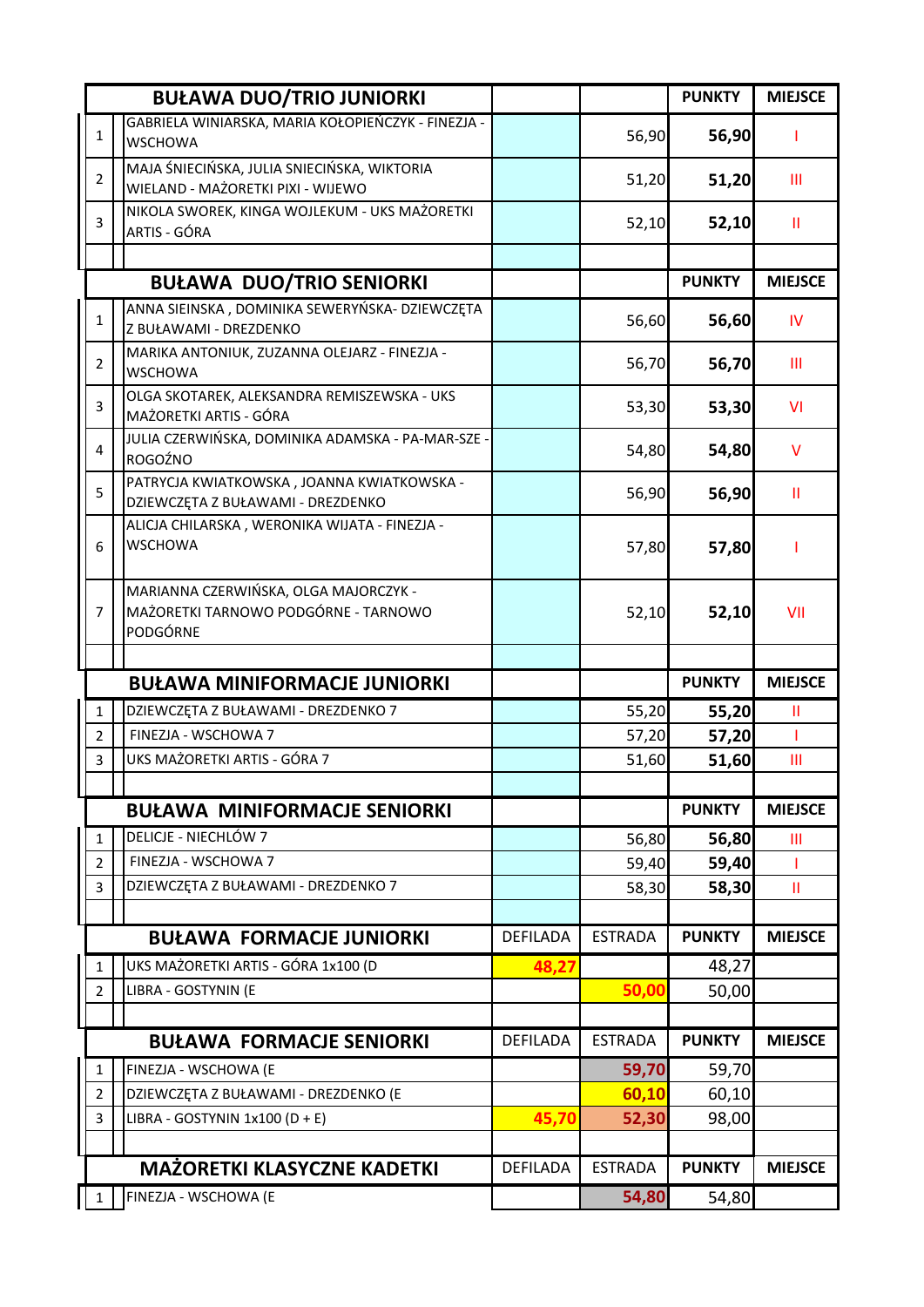| | BUŁAWA DUO/TRIO JUNIORKI | | | PUNKTY | MIEJSCE |
|---|---|---|---|---|---|
| 1 | GABRIELA WINIARSKA, MARIA KOŁOPIEŃCZYK - FINEZJA - WSCHOWA | | 56,90 | 56,90 | I |
| 2 | MAJA ŚNIECIŃSKA, JULIA SNIECIŃSKA, WIKTORIA WIELAND - MAŻORETKI PIXI - WIJEWO | | 51,20 | 51,20 | III |
| 3 | NIKOLA SWOREK, KINGA WOJLEKUM - UKS MAŻORETKI ARTIS - GÓRA | | 52,10 | 52,10 | II |

| | BUŁAWA DUO/TRIO SENIORKI | | | PUNKTY | MIEJSCE |
|---|---|---|---|---|---|
| 1 | ANNA SIEINSKA , DOMINIKA SEWERYŃSKA- DZIEWCZĘTA Z BUŁAWAMI - DREZDENKO | | 56,60 | 56,60 | IV |
| 2 | MARIKA ANTONIUK, ZUZANNA OLEJARZ - FINEZJA - WSCHOWA | | 56,70 | 56,70 | III |
| 3 | OLGA SKOTAREK, ALEKSANDRA REMISZEWSKA - UKS MAŻORETKI ARTIS - GÓRA | | 53,30 | 53,30 | VI |
| 4 | JULIA CZERWIŃSKA, DOMINIKA ADAMSKA - PA-MAR-SZE - ROGOŹNO | | 54,80 | 54,80 | V |
| 5 | PATRYCJA KWIATKOWSKA , JOANNA KWIATKOWSKA - DZIEWCZĘTA Z BUŁAWAMI - DREZDENKO | | 56,90 | 56,90 | II |
| 6 | ALICJA CHILARSKA , WERONIKA WIJATA - FINEZJA - WSCHOWA | | 57,80 | 57,80 | I |
| 7 | MARIANNA CZERWIŃSKA, OLGA MAJORCZYK - MAŻORETKI TARNOWO PODGÓRNE - TARNOWO PODGÓRNE | | 52,10 | 52,10 | VII |

| | BUŁAWA MINIFORMACJE JUNIORKI | | | PUNKTY | MIEJSCE |
|---|---|---|---|---|---|
| 1 | DZIEWCZĘTA Z BUŁAWAMI - DREZDENKO 7 | | 55,20 | 55,20 | II |
| 2 | FINEZJA - WSCHOWA 7 | | 57,20 | 57,20 | I |
| 3 | UKS MAŻORETKI ARTIS - GÓRA 7 | | 51,60 | 51,60 | III |

| | BUŁAWA MINIFORMACJE SENIORKI | | | PUNKTY | MIEJSCE |
|---|---|---|---|---|---|
| 1 | DELICJE - NIECHLÓW 7 | | 56,80 | 56,80 | III |
| 2 | FINEZJA - WSCHOWA 7 | | 59,40 | 59,40 | I |
| 3 | DZIEWCZĘTA Z BUŁAWAMI - DREZDENKO 7 | | 58,30 | 58,30 | II |

| | BUŁAWA FORMACJE JUNIORKI | DEFILADA | ESTRADA | PUNKTY | MIEJSCE |
|---|---|---|---|---|---|
| 1 | UKS MAŻORETKI ARTIS - GÓRA 1x100 (D | 48,27 | | 48,27 | |
| 2 | LIBRA - GOSTYNIN (E | | 50,00 | 50,00 | |

| | BUŁAWA FORMACJE SENIORKI | DEFILADA | ESTRADA | PUNKTY | MIEJSCE |
|---|---|---|---|---|---|
| 1 | FINEZJA - WSCHOWA (E | | 59,70 | 59,70 | |
| 2 | DZIEWCZĘTA Z BUŁAWAMI - DREZDENKO (E | | 60,10 | 60,10 | |
| 3 | LIBRA - GOSTYNIN 1x100 (D + E) | 45,70 | 52,30 | 98,00 | |

| | MAŻORETKI KLASYCZNE KADETKI | DEFILADA | ESTRADA | PUNKTY | MIEJSCE |
|---|---|---|---|---|---|
| 1 | FINEZJA - WSCHOWA (E | | 54,80 | 54,80 | |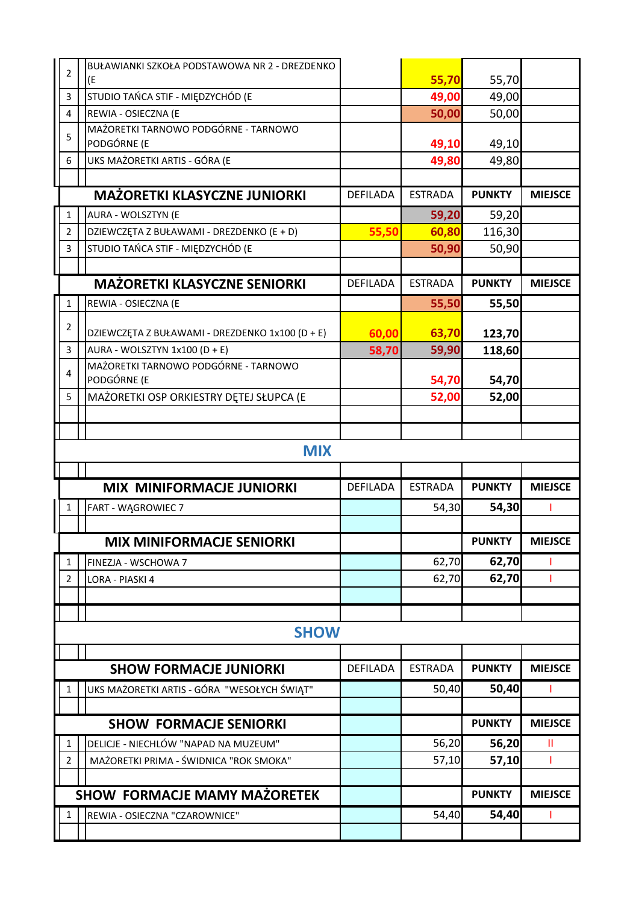| | | | | | |
|---|---|---|---|---|---|
| 2 | BUŁAWIANKI SZKOŁA PODSTAWOWA NR 2 - DREZDENKO (E | | 55,70 | 55,70 | |
| 3 | STUDIO TAŃCA STIF - MIĘDZYCHÓD (E | | 49,00 | 49,00 | |
| 4 | REWIA - OSIECZNA (E | | 50,00 | 50,00 | |
| 5 | MAŻORETKI TARNOWO PODGÓRNE - TARNOWO PODGÓRNE (E | | 49,10 | 49,10 | |
| 6 | UKS MAŻORETKI ARTIS - GÓRA (E | | 49,80 | 49,80 | |

| | MAŻORETKI KLASYCZNE JUNIORKI | DEFILADA | ESTRADA | PUNKTY | MIEJSCE |
|---|---|---|---|---|---|
| 1 | AURA - WOLSZTYN (E | | 59,20 | 59,20 | |
| 2 | DZIEWCZĘTA Z BUŁAWAMI - DREZDENKO (E + D) | 55,50 | 60,80 | 116,30 | |
| 3 | STUDIO TAŃCA STIF - MIĘDZYCHÓD (E | | 50,90 | 50,90 | |

| | MAŻORETKI KLASYCZNE SENIORKI | DEFILADA | ESTRADA | PUNKTY | MIEJSCE |
|---|---|---|---|---|---|
| 1 | REWIA - OSIECZNA (E | | 55,50 | **55,50** | |
| 2 | DZIEWCZĘTA Z BUŁAWAMI - DREZDENKO 1x100 (D + E) | 60,00 | 63,70 | **123,70** | |
| 3 | AURA - WOLSZTYN 1x100 (D + E) | 58,70 | 59,90 | **118,60** | |
| 4 | MAŻORETKI TARNOWO PODGÓRNE - TARNOWO PODGÓRNE (E | | 54,70 | **54,70** | |
| 5 | MAŻORETKI OSP ORKIESTRY DĘTEJ SŁUPCA (E | | 52,00 | **52,00** | |

## MIX

| | MIX MINIFORMACJE JUNIORKI | DEFILADA | ESTRADA | PUNKTY | MIEJSCE |
|---|---|---|---|---|---|
| 1 | FART - WĄGROWIEC 7 | | 54,30 | **54,30** | I |

| | MIX MINIFORMACJE SENIORKI | | | PUNKTY | MIEJSCE |
|---|---|---|---|---|---|
| 1 | FINEZJA - WSCHOWA 7 | | 62,70 | **62,70** | I |
| 2 | LORA - PIASKI 4 | | 62,70 | **62,70** | I |

## SHOW

| | SHOW FORMACJE JUNIORKI | DEFILADA | ESTRADA | PUNKTY | MIEJSCE |
|---|---|---|---|---|---|
| 1 | UKS MAŻORETKI ARTIS - GÓRA "WESOŁYCH ŚWIĄT" | | 50,40 | **50,40** | I |

| | SHOW FORMACJE SENIORKI | | | PUNKTY | MIEJSCE |
|---|---|---|---|---|---|
| 1 | DELICJE - NIECHLÓW "NAPAD NA MUZEUM" | | 56,20 | **56,20** | II |
| 2 | MAŻORETKI PRIMA - ŚWIDNICA "ROK SMOKA" | | 57,10 | **57,10** | I |

| | SHOW FORMACJE MAMY MAŻORETEK | | | PUNKTY | MIEJSCE |
|---|---|---|---|---|---|
| 1 | REWIA - OSIECZNA "CZAROWNICE" | | 54,40 | **54,40** | I |